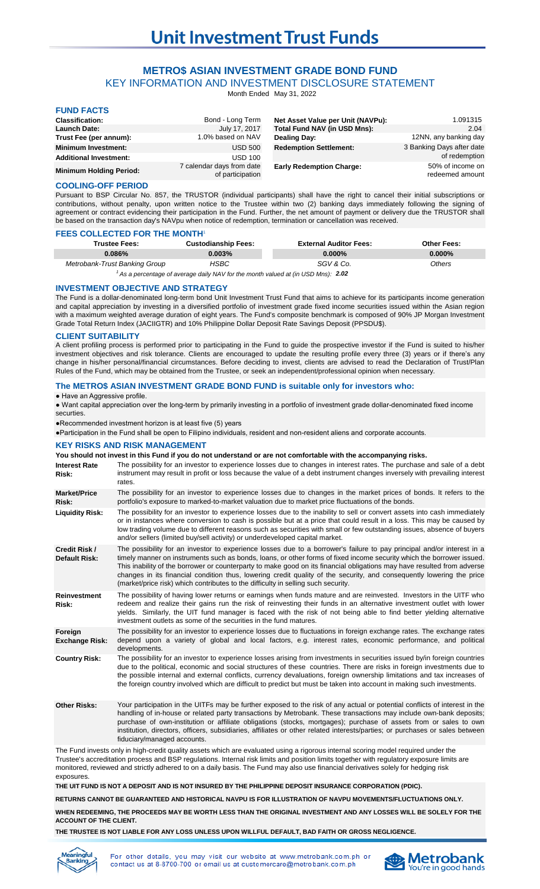# Unit Investment Trust Funds

## METRO$ ASIAN INVESTMENT GRADE BOND FUND

### KEY INFORMATION AND INVESTMENT DISCLOSURE STATEMENT

Month Ended May 31, 2022

### FUND FACTS

| | | | |
|---|---|---|---|
| **Classification:** | Bond - Long Term | **Net Asset Value per Unit (NAVPu):** | 1.091315 |
| **Launch Date:** | July 17, 2017 | **Total Fund NAV (in USD Mns):** | 2.04 |
| **Trust Fee (per annum):** | 1.0% based on NAV | **Dealing Day:** | 12NN, any banking day |
| **Minimum Investment:** | USD 500 | **Redemption Settlement:** | 3 Banking Days after date of redemption |
| **Additional Investment:** | USD 100 | | |
| **Minimum Holding Period:** | 7 calendar days from date of participation | **Early Redemption Charge:** | 50% of income on redeemed amount |

### COOLING-OFF PERIOD

Pursuant to BSP Circular No. 857, the TRUSTOR (individual participants) shall have the right to cancel their initial subscriptions or contributions, without penalty, upon written notice to the Trustee within two (2) banking days immediately following the signing of agreement or contract evidencing their participation in the Fund. Further, the net amount of payment or delivery due the TRUSTOR shall be based on the transaction day's NAVpu when notice of redemption, termination or cancellation was received.

### FEES COLLECTED FOR THE MONTH[1]

| Trustee Fees: | Custodianship Fees: | External Auditor Fees: | Other Fees: |
|---|---|---|---|
| 0.086% | 0.003% | 0.000% | 0.000% |
| *Metrobank-Trust Banking Group* | *HSBC* | *SGV & Co.* | *Others* |

*[1] As a percentage of average daily NAV for the month valued at (in USD Mns):* ***2.02***

### INVESTMENT OBJECTIVE AND STRATEGY

The Fund is a dollar-denominated long-term bond Unit Investment Trust Fund that aims to achieve for its participants income generation and capital appreciation by investing in a diversified portfolio of investment grade fixed income securities issued within the Asian region with a maximum weighted average duration of eight years. The Fund's composite benchmark is composed of 90% JP Morgan Investment Grade Total Return Index (JACIIGTR) and 10% Philippine Dollar Deposit Rate Savings Deposit (PPSDU$).

### CLIENT SUITABILITY

A client profiling process is performed prior to participating in the Fund to guide the prospective investor if the Fund is suited to his/her investment objectives and risk tolerance. Clients are encouraged to update the resulting profile every three (3) years or if there's any change in his/her personal/financial circumstances. Before deciding to invest, clients are advised to read the Declaration of Trust/Plan Rules of the Fund, which may be obtained from the Trustee, or seek an independent/professional opinion when necessary.

### The METRO$ ASIAN INVESTMENT GRADE BOND FUND is suitable only for investors who:

- Have an Aggressive profile.
- Want capital appreciation over the long-term by primarily investing in a portfolio of investment grade dollar-denominated fixed income securities.
- Recommended investment horizon is at least five (5) years
- Participation in the Fund shall be open to Filipino individuals, resident and non-resident aliens and corporate accounts.

### KEY RISKS AND RISK MANAGEMENT

**You should not invest in this Fund if you do not understand or are not comfortable with the accompanying risks.**

| | |
|---|---|
| **Interest Rate Risk:** | The possibility for an investor to experience losses due to changes in interest rates. The purchase and sale of a debt instrument may result in profit or loss because the value of a debt instrument changes inversely with prevailing interest rates. |
| **Market/Price Risk:** | The possibility for an investor to experience losses due to changes in the market prices of bonds. It refers to the portfolio's exposure to marked-to-market valuation due to market price fluctuations of the bonds. |
| **Liquidity Risk:** | The possibility for an investor to experience losses due to the inability to sell or convert assets into cash immediately or in instances where conversion to cash is possible but at a price that could result in a loss. This may be caused by low trading volume due to different reasons such as securities with small or few outstanding issues, absence of buyers and/or sellers (limited buy/sell activity) or underdeveloped capital market. |
| **Credit Risk / Default Risk:** | The possibility for an investor to experience losses due to a borrower's failure to pay principal and/or interest in a timely manner on instruments such as bonds, loans, or other forms of fixed income security which the borrower issued. This inability of the borrower or counterparty to make good on its financial obligations may have resulted from adverse changes in its financial condition thus, lowering credit quality of the security, and consequently lowering the price (market/price risk) which contributes to the difficulty in selling such security. |
| **Reinvestment Risk:** | The possibility of having lower returns or earnings when funds mature and are reinvested. Investors in the UITF who redeem and realize their gains run the risk of reinvesting their funds in an alternative investment outlet with lower yields. Similarly, the UIT fund manager is faced with the risk of not being able to find better yielding alternative investment outlets as some of the securities in the fund matures. |
| **Foreign Exchange Risk:** | The possibility for an investor to experience losses due to fluctuations in foreign exchange rates. The exchange rates depend upon a variety of global and local factors, e.g. interest rates, economic performance, and political developments. |
| **Country Risk:** | The possibility for an investor to experience losses arising from investments in securities issued by/in foreign countries due to the political, economic and social structures of these countries. There are risks in foreign investments due to the possible internal and external conflicts, currency devaluations, foreign ownership limitations and tax increases of the foreign country involved which are difficult to predict but must be taken into account in making such investments. |
| **Other Risks:** | Your participation in the UITFs may be further exposed to the risk of any actual or potential conflicts of interest in the handling of in-house or related party transactions by Metrobank. These transactions may include own-bank deposits; purchase of own-institution or affiliate obligations (stocks, mortgages); purchase of assets from or sales to own institution, directors, officers, subsidiaries, affiliates or other related interests/parties; or purchases or sales between fiduciary/managed accounts. |

The Fund invests only in high-credit quality assets which are evaluated using a rigorous internal scoring model required under the Trustee's accreditation process and BSP regulations. Internal risk limits and position limits together with regulatory exposure limits are monitored, reviewed and strictly adhered to on a daily basis. The Fund may also use financial derivatives solely for hedging risk exposures.

**THE UIT FUND IS NOT A DEPOSIT AND IS NOT INSURED BY THE PHILIPPINE DEPOSIT INSURANCE CORPORATION (PDIC).**

**RETURNS CANNOT BE GUARANTEED AND HISTORICAL NAVPU IS FOR ILLUSTRATION OF NAVPU MOVEMENTS/FLUCTUATIONS ONLY.**

**WHEN REDEEMING, THE PROCEEDS MAY BE WORTH LESS THAN THE ORIGINAL INVESTMENT AND ANY LOSSES WILL BE SOLELY FOR THE ACCOUNT OF THE CLIENT.**

**THE TRUSTEE IS NOT LIABLE FOR ANY LOSS UNLESS UPON WILLFUL DEFAULT, BAD FAITH OR GROSS NEGLIGENCE.**

For other details, you may visit our website at www.metrobank.com.ph or contact us at 8-8700-700 or email us at customercare@metrobank.com.ph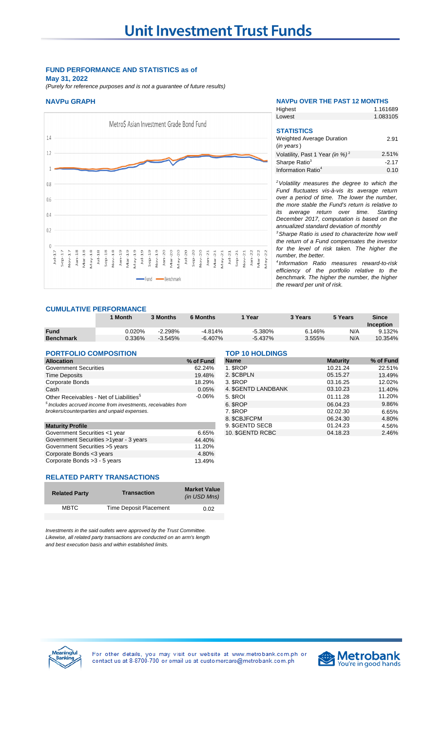# Unit Investment Trust Funds

## FUND PERFORMANCE AND STATISTICS as of May 31, 2022

*(Purely for reference purposes and is not a guarantee of future results)*

### NAVPu GRAPH

Metro$ Asian Investment Grade Bond Fund

Fund — Benchmark

### NAVPu OVER THE PAST 12 MONTHS

| | |
|---|---|
| Highest | 1.161689 |
| Lowest | 1.083105 |

### STATISTICS

| | |
|---|---|
| Weighted Average Duration (*in years*) | 2.91 |
| Volatility, Past 1 Year (*in %*)[2] | 2.51% |
| Sharpe Ratio[3] | -2.17 |
| Information Ratio[4] | 0.10 |

*[2]Volatility measures the degree to which the Fund fluctuates vis-à-vis its average return over a period of time. The lower the number, the more stable the Fund's return is relative to its average return over time. Starting December 2017, computation is based on the annualized standard deviation of monthly*

*[3]Sharpe Ratio is used to characterize how well the return of a Fund compensates the investor for the level of risk taken. The higher the number, the better.*

*[4]Information Ratio measures reward-to-risk efficiency of the portfolio relative to the benchmark. The higher the number, the higher the reward per unit of risk.*

### CUMULATIVE PERFORMANCE

| | 1 Month | 3 Months | 6 Months | 1 Year | 3 Years | 5 Years | Since Inception |
|---|---|---|---|---|---|---|---|
| **Fund** | 0.020% | -2.298% | -4.814% | -5.380% | 6.146% | N/A | 9.132% |
| **Benchmark** | 0.336% | -3.545% | -6.407% | -5.437% | 3.555% | N/A | 10.354% |

### PORTFOLIO COMPOSITION

| Allocation | % of Fund |
|---|---|
| Government Securities | 62.24% |
| Time Deposits | 19.48% |
| Corporate Bonds | 18.29% |
| Cash | 0.05% |
| Other Receivables - Net of Liabilities[5] | -0.06% |

*[5]Includes accrued income from investments, receivables from brokers/counterparties and unpaid expenses.*

| Maturity Profile | |
|---|---|
| Government Securities <1 year | 6.65% |
| Government Securities >1year - 3 years | 44.40% |
| Government Securities >5 years | 11.20% |
| Corporate Bonds <3 years | 4.80% |
| Corporate Bonds >3 - 5 years | 13.49% |

### TOP 10 HOLDINGS

| Name | Maturity | % of Fund |
|---|---|---|
| 1. $ROP | 10.21.24 | 22.51% |
| 2. $CBPLN | 05.15.27 | 13.49% |
| 3. $ROP | 03.16.25 | 12.02% |
| 4. $GENTD LANDBANK | 03.10.23 | 11.40% |
| 5. $ROI | 01.11.28 | 11.20% |
| 6. $ROP | 06.04.23 | 9.86% |
| 7. $ROP | 02.02.30 | 6.65% |
| 8. $CBJFCPM | 06.24.30 | 4.80% |
| 9. $GENTD SECB | 01.24.23 | 4.56% |
| 10. $GENTD RCBC | 04.18.23 | 2.46% |

### RELATED PARTY TRANSACTIONS

| Related Party | Transaction | Market Value (*in USD Mns*) |
|---|---|---|
| MBTC | Time Deposit Placement | 0.02 |

*Investments in the said outlets were approved by the Trust Committee. Likewise, all related party transactions are conducted on an arm's length and best execution basis and within established limits.*

For other details, you may visit our website at www.metrobank.com.ph or contact us at 8-8700-700 or email us at customercare@metrobank.com.ph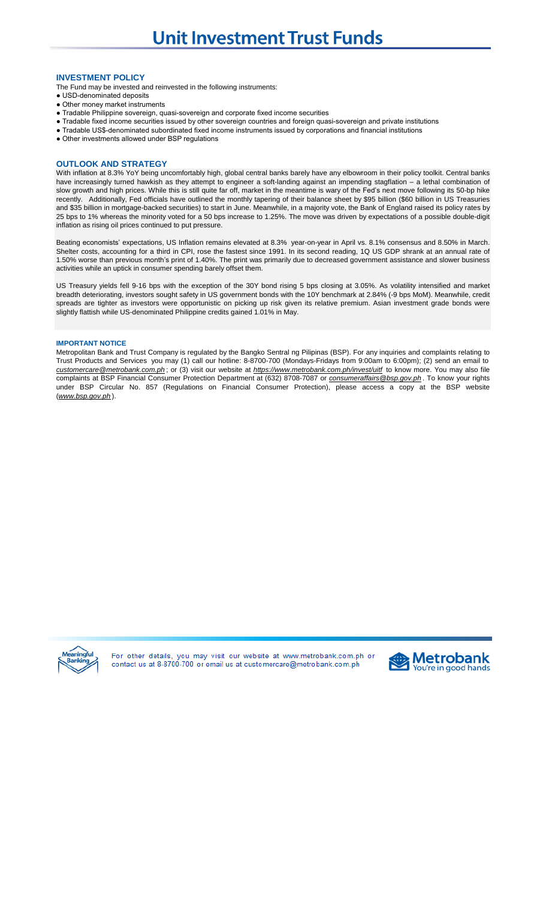# Unit Investment Trust Funds

## INVESTMENT POLICY

The Fund may be invested and reinvested in the following instruments:

- USD-denominated deposits
- Other money market instruments
- Tradable Philippine sovereign, quasi-sovereign and corporate fixed income securities
- Tradable fixed income securities issued by other sovereign countries and foreign quasi-sovereign and private institutions
- Tradable US$-denominated subordinated fixed income instruments issued by corporations and financial institutions
- Other investments allowed under BSP regulations

## OUTLOOK AND STRATEGY

With inflation at 8.3% YoY being uncomfortably high, global central banks barely have any elbowroom in their policy toolkit. Central banks have increasingly turned hawkish as they attempt to engineer a soft-landing against an impending stagflation – a lethal combination of slow growth and high prices. While this is still quite far off, market in the meantime is wary of the Fed's next move following its 50-bp hike recently. Additionally, Fed officials have outlined the monthly tapering of their balance sheet by $95 billion ($60 billion in US Treasuries and $35 billion in mortgage-backed securities) to start in June. Meanwhile, in a majority vote, the Bank of England raised its policy rates by 25 bps to 1% whereas the minority voted for a 50 bps increase to 1.25%. The move was driven by expectations of a possible double-digit inflation as rising oil prices continued to put pressure.

Beating economists' expectations, US Inflation remains elevated at 8.3% year-on-year in April vs. 8.1% consensus and 8.50% in March. Shelter costs, accounting for a third in CPI, rose the fastest since 1991. In its second reading, 1Q US GDP shrank at an annual rate of 1.50% worse than previous month's print of 1.40%. The print was primarily due to decreased government assistance and slower business activities while an uptick in consumer spending barely offset them.

US Treasury yields fell 9-16 bps with the exception of the 30Y bond rising 5 bps closing at 3.05%. As volatility intensified and market breadth deteriorating, investors sought safety in US government bonds with the 10Y benchmark at 2.84% (-9 bps MoM). Meanwhile, credit spreads are tighter as investors were opportunistic on picking up risk given its relative premium. Asian investment grade bonds were slightly flattish while US-denominated Philippine credits gained 1.01% in May.

### IMPORTANT NOTICE

Metropolitan Bank and Trust Company is regulated by the Bangko Sentral ng Pilipinas (BSP). For any inquiries and complaints relating to Trust Products and Services you may (1) call our hotline: 8-8700-700 (Mondays-Fridays from 9:00am to 6:00pm); (2) send an email to *customercare@metrobank.com.ph*; or (3) visit our website at *https://www.metrobank.com.ph/invest/uitf* to know more. You may also file complaints at BSP Financial Consumer Protection Department at (632) 8708-7087 or *consumeraffairs@bsp.gov.ph*. To know your rights under BSP Circular No. 857 (Regulations on Financial Consumer Protection), please access a copy at the BSP website (*www.bsp.gov.ph*).

For other details, you may visit our website at www.metrobank.com.ph or contact us at 8-8700-700 or email us at customercare@metrobank.com.ph